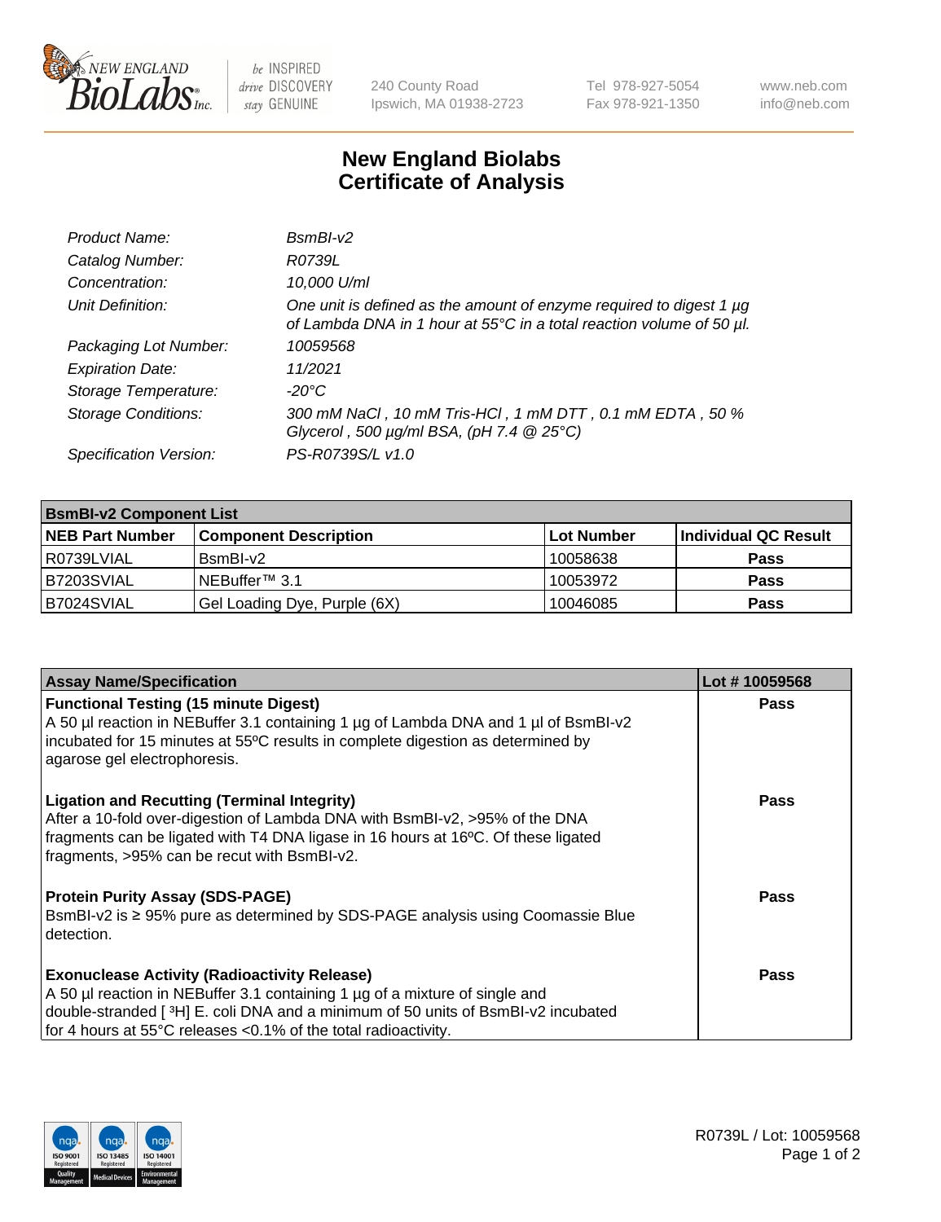# New England Biolabs Certificate of Analysis

| | |
|---|---|
| *Product Name:* | *BsmBI-v2* |
| *Catalog Number:* | *R0739L* |
| *Concentration:* | *10,000 U/ml* |
| *Unit Definition:* | *One unit is defined as the amount of enzyme required to digest 1 µg of Lambda DNA in 1 hour at 55°C in a total reaction volume of 50 µl.* |
| *Packaging Lot Number:* | *10059568* |
| *Expiration Date:* | *11/2021* |
| *Storage Temperature:* | *-20°C* |
| *Storage Conditions:* | *300 mM NaCl , 10 mM Tris-HCl , 1 mM DTT , 0.1 mM EDTA , 50 % Glycerol , 500 µg/ml BSA, (pH 7.4 @ 25°C)* |
| *Specification Version:* | *PS-R0739S/L v1.0* |

| **BsmBI-v2 Component List** | | | |
|---|---|---|---|
| **NEB Part Number** | **Component Description** | **Lot Number** | **Individual QC Result** |
| R0739LVIAL | BsmBI-v2 | 10058638 | **Pass** |
| B7203SVIAL | NEBuffer™ 3.1 | 10053972 | **Pass** |
| B7024SVIAL | Gel Loading Dye, Purple (6X) | 10046085 | **Pass** |

| **Assay Name/Specification** | **Lot # 10059568** |
|---|---|
| **Functional Testing (15 minute Digest)** A 50 µl reaction in NEBuffer 3.1 containing 1 µg of Lambda DNA and 1 µl of BsmBI-v2 incubated for 15 minutes at 55ºC results in complete digestion as determined by agarose gel electrophoresis. | **Pass** |
| **Ligation and Recutting (Terminal Integrity)** After a 10-fold over-digestion of Lambda DNA with BsmBI-v2, >95% of the DNA fragments can be ligated with T4 DNA ligase in 16 hours at 16ºC. Of these ligated fragments, >95% can be recut with BsmBI-v2. | **Pass** |
| **Protein Purity Assay (SDS-PAGE)** BsmBI-v2 is ≥ 95% pure as determined by SDS-PAGE analysis using Coomassie Blue detection. | **Pass** |
| **Exonuclease Activity (Radioactivity Release)** A 50 µl reaction in NEBuffer 3.1 containing 1 µg of a mixture of single and double-stranded [ $^{3}$H] E. coli DNA and a minimum of 50 units of BsmBI-v2 incubated for 4 hours at 55°C releases <0.1% of the total radioactivity. | **Pass** |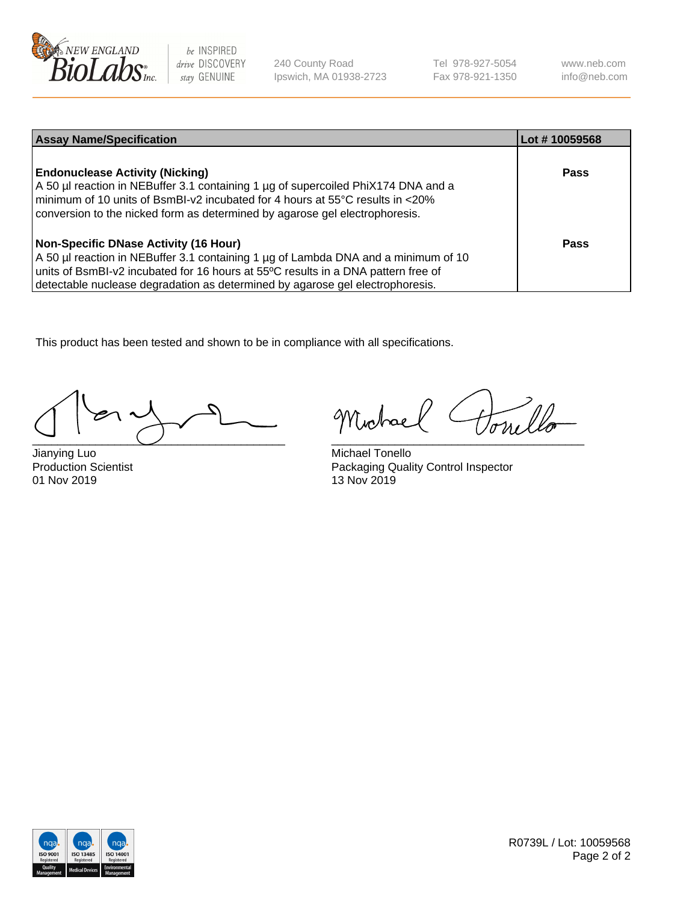| Assay Name/Specification | Lot # 10059568 |
|---|---|
| **Endonuclease Activity (Nicking)**<br>A 50 µl reaction in NEBuffer 3.1 containing 1 µg of supercoiled PhiX174 DNA and a minimum of 10 units of BsmBI-v2 incubated for 4 hours at 55°C results in <20% conversion to the nicked form as determined by agarose gel electrophoresis. | Pass |
| **Non-Specific DNase Activity (16 Hour)**<br>A 50 µl reaction in NEBuffer 3.1 containing 1 µg of Lambda DNA and a minimum of 10 units of BsmBI-v2 incubated for 16 hours at 55ºC results in a DNA pattern free of detectable nuclease degradation as determined by agarose gel electrophoresis. | Pass |

This product has been tested and shown to be in compliance with all specifications.

Jianying Luo
Production Scientist
01 Nov 2019

Michael Tonello
Packaging Quality Control Inspector
13 Nov 2019

R0739L / Lot: 10059568